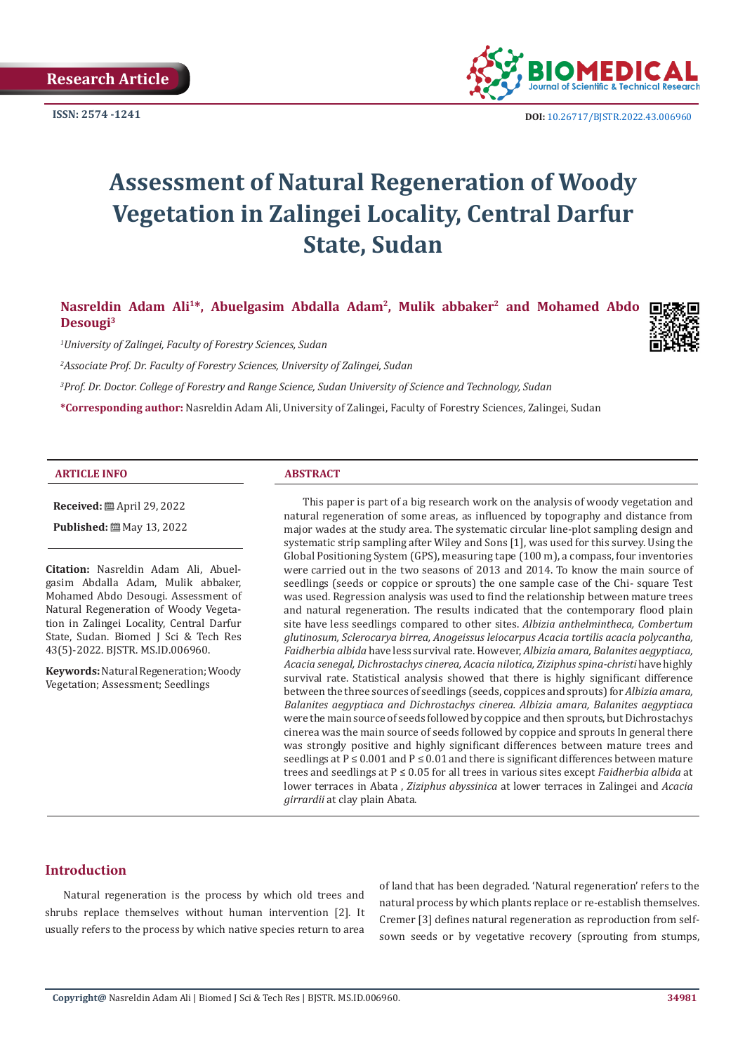Research Article

ISSN: 2574 -1241

DOI: 10.26717/BJSTR.2022.43.006960

# Assessment of Natural Regeneration of Woody Vegetation in Zalingei Locality, Central Darfur State, Sudan

**Nasreldin Adam Ali[1]*, Abuelgasim Abdalla Adam[2], Mulik abbaker[2] and Mohamed Abdo Desougi[3]**

*[1]University of Zalingei, Faculty of Forestry Sciences, Sudan*

*[2]Associate Prof. Dr. Faculty of Forestry Sciences, University of Zalingei, Sudan*

*[3]Prof. Dr. Doctor. College of Forestry and Range Science, Sudan University of Science and Technology, Sudan*

**\*Corresponding author:** Nasreldin Adam Ali, University of Zalingei, Faculty of Forestry Sciences, Zalingei, Sudan

## ARTICLE INFO

**Received:** April 29, 2022

**Published:** May 13, 2022

**Citation:** Nasreldin Adam Ali, Abuelgasim Abdalla Adam, Mulik abbaker, Mohamed Abdo Desougi. Assessment of Natural Regeneration of Woody Vegetation in Zalingei Locality, Central Darfur State, Sudan. Biomed J Sci & Tech Res 43(5)-2022. BJSTR. MS.ID.006960.

**Keywords:** Natural Regeneration; Woody Vegetation; Assessment; Seedlings

## ABSTRACT

This paper is part of a big research work on the analysis of woody vegetation and natural regeneration of some areas, as influenced by topography and distance from major wades at the study area. The systematic circular line-plot sampling design and systematic strip sampling after Wiley and Sons [1], was used for this survey. Using the Global Positioning System (GPS), measuring tape (100 m), a compass, four inventories were carried out in the two seasons of 2013 and 2014. To know the main source of seedlings (seeds or coppice or sprouts) the one sample case of the Chi- square Test was used. Regression analysis was used to find the relationship between mature trees and natural regeneration. The results indicated that the contemporary flood plain site have less seedlings compared to other sites. *Albizia anthelmintheca, Combertum glutinosum, Sclerocarya birrea, Anogeissus leiocarpus Acacia tortilis acacia polycantha, Faidherbia albida* have less survival rate. However, *Albizia amara, Balanites aegyptiaca, Acacia senegal, Dichrostachys cinerea, Acacia nilotica, Ziziphus spina-christi* have highly survival rate. Statistical analysis showed that there is highly significant difference between the three sources of seedlings (seeds, coppices and sprouts) for *Albizia amara, Balanites aegyptiaca and Dichrostachys cinerea. Albizia amara, Balanites aegyptiaca* were the main source of seeds followed by coppice and then sprouts, but Dichrostachys cinerea was the main source of seeds followed by coppice and sprouts In general there was strongly positive and highly significant differences between mature trees and seedlings at $P \leq 0.001$ and $P \leq 0.01$ and there is significant differences between mature trees and seedlings at $P \leq 0.05$ for all trees in various sites except *Faidherbia albida* at lower terraces in Abata , *Ziziphus abyssinica* at lower terraces in Zalingei and *Acacia girrardii* at clay plain Abata.

## Introduction

Natural regeneration is the process by which old trees and shrubs replace themselves without human intervention [2]. It usually refers to the process by which native species return to area of land that has been degraded. 'Natural regeneration' refers to the natural process by which plants replace or re-establish themselves. Cremer [3] defines natural regeneration as reproduction from self-sown seeds or by vegetative recovery (sprouting from stumps,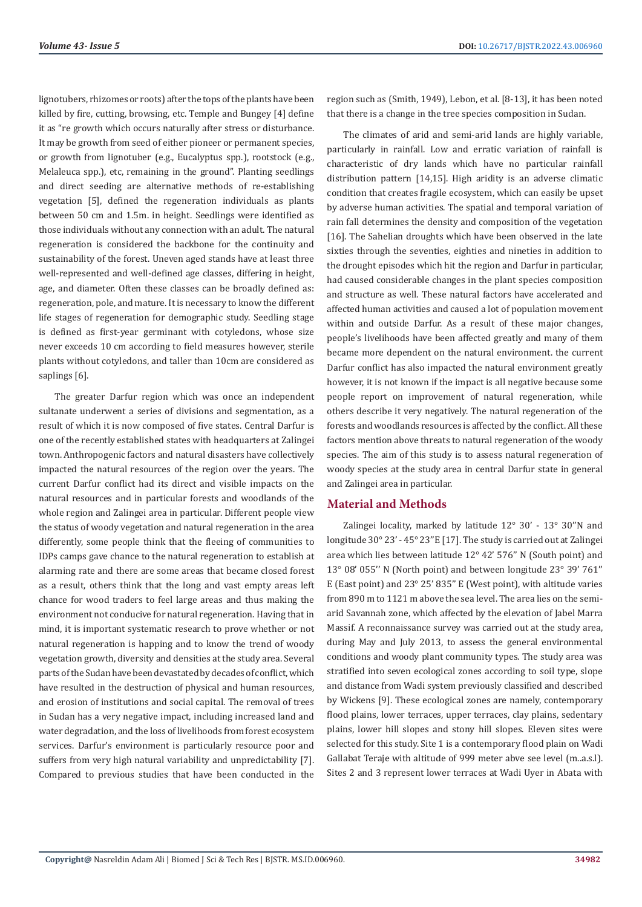lignotubers, rhizomes or roots) after the tops of the plants have been killed by fire, cutting, browsing, etc. Temple and Bungey [4] define it as "re growth which occurs naturally after stress or disturbance. It may be growth from seed of either pioneer or permanent species, or growth from lignotuber (e.g., Eucalyptus spp.), rootstock (e.g., Melaleuca spp.), etc, remaining in the ground". Planting seedlings and direct seeding are alternative methods of re-establishing vegetation [5], defined the regeneration individuals as plants between 50 cm and 1.5m. in height. Seedlings were identified as those individuals without any connection with an adult. The natural regeneration is considered the backbone for the continuity and sustainability of the forest. Uneven aged stands have at least three well-represented and well-defined age classes, differing in height, age, and diameter. Often these classes can be broadly defined as: regeneration, pole, and mature. It is necessary to know the different life stages of regeneration for demographic study. Seedling stage is defined as first-year germinant with cotyledons, whose size never exceeds 10 cm according to field measures however, sterile plants without cotyledons, and taller than 10cm are considered as saplings [6].

The greater Darfur region which was once an independent sultanate underwent a series of divisions and segmentation, as a result of which it is now composed of five states. Central Darfur is one of the recently established states with headquarters at Zalingei town. Anthropogenic factors and natural disasters have collectively impacted the natural resources of the region over the years. The current Darfur conflict had its direct and visible impacts on the natural resources and in particular forests and woodlands of the whole region and Zalingei area in particular. Different people view the status of woody vegetation and natural regeneration in the area differently, some people think that the fleeing of communities to IDPs camps gave chance to the natural regeneration to establish at alarming rate and there are some areas that became closed forest as a result, others think that the long and vast empty areas left chance for wood traders to feel large areas and thus making the environment not conducive for natural regeneration. Having that in mind, it is important systematic research to prove whether or not natural regeneration is happing and to know the trend of woody vegetation growth, diversity and densities at the study area. Several parts of the Sudan have been devastated by decades of conflict, which have resulted in the destruction of physical and human resources, and erosion of institutions and social capital. The removal of trees in Sudan has a very negative impact, including increased land and water degradation, and the loss of livelihoods from forest ecosystem services. Darfur's environment is particularly resource poor and suffers from very high natural variability and unpredictability [7]. Compared to previous studies that have been conducted in the region such as (Smith, 1949), Lebon, et al. [8-13], it has been noted that there is a change in the tree species composition in Sudan.

The climates of arid and semi-arid lands are highly variable, particularly in rainfall. Low and erratic variation of rainfall is characteristic of dry lands which have no particular rainfall distribution pattern [14,15]. High aridity is an adverse climatic condition that creates fragile ecosystem, which can easily be upset by adverse human activities. The spatial and temporal variation of rain fall determines the density and composition of the vegetation [16]. The Sahelian droughts which have been observed in the late sixties through the seventies, eighties and nineties in addition to the drought episodes which hit the region and Darfur in particular, had caused considerable changes in the plant species composition and structure as well. These natural factors have accelerated and affected human activities and caused a lot of population movement within and outside Darfur. As a result of these major changes, people's livelihoods have been affected greatly and many of them became more dependent on the natural environment. the current Darfur conflict has also impacted the natural environment greatly however, it is not known if the impact is all negative because some people report on improvement of natural regeneration, while others describe it very negatively. The natural regeneration of the forests and woodlands resources is affected by the conflict. All these factors mention above threats to natural regeneration of the woody species. The aim of this study is to assess natural regeneration of woody species at the study area in central Darfur state in general and Zalingei area in particular.

## Material and Methods

Zalingei locality, marked by latitude 12° 30' - 13° 30"N and longitude 30° 23' - 45° 23"E [17]. The study is carried out at Zalingei area which lies between latitude 12° 42' 576" N (South point) and 13° 08' 055'' N (North point) and between longitude 23° 39' 761" E (East point) and 23° 25' 835" E (West point), with altitude varies from 890 m to 1121 m above the sea level. The area lies on the semi-arid Savannah zone, which affected by the elevation of Jabel Marra Massif. A reconnaissance survey was carried out at the study area, during May and July 2013, to assess the general environmental conditions and woody plant community types. The study area was stratified into seven ecological zones according to soil type, slope and distance from Wadi system previously classified and described by Wickens [9]. These ecological zones are namely, contemporary flood plains, lower terraces, upper terraces, clay plains, sedentary plains, lower hill slopes and stony hill slopes. Eleven sites were selected for this study. Site 1 is a contemporary flood plain on Wadi Gallabat Teraje with altitude of 999 meter abve see level (m..a.s.l). Sites 2 and 3 represent lower terraces at Wadi Uyer in Abata with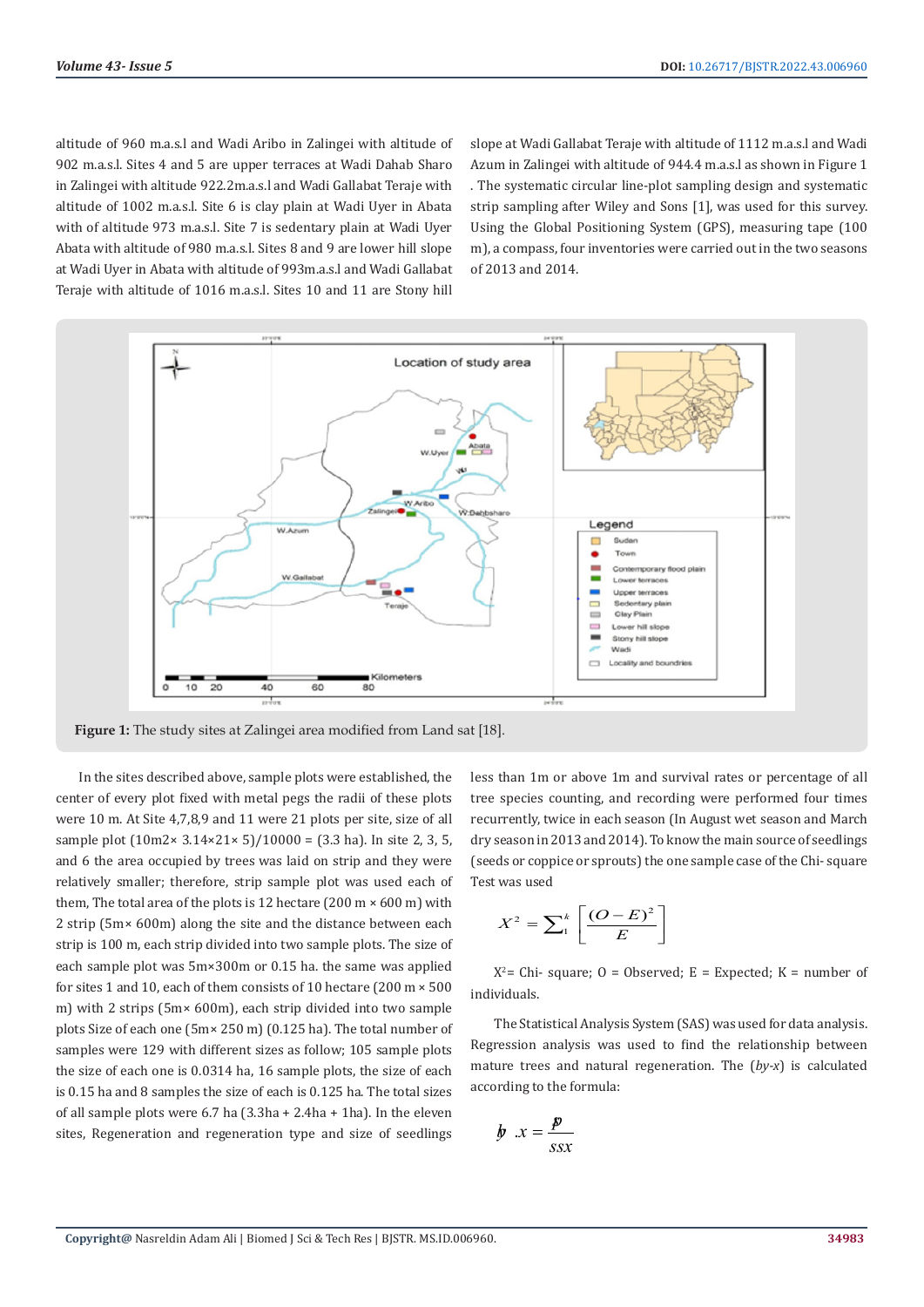altitude of 960 m.a.s.l and Wadi Aribo in Zalingei with altitude of 902 m.a.s.l. Sites 4 and 5 are upper terraces at Wadi Dahab Sharo in Zalingei with altitude 922.2m.a.s.l and Wadi Gallabat Teraje with altitude of 1002 m.a.s.l. Site 6 is clay plain at Wadi Uyer in Abata with of altitude 973 m.a.s.l. Site 7 is sedentary plain at Wadi Uyer Abata with altitude of 980 m.a.s.l. Sites 8 and 9 are lower hill slope at Wadi Uyer in Abata with altitude of 993m.a.s.l and Wadi Gallabat Teraje with altitude of 1016 m.a.s.l. Sites 10 and 11 are Stony hill slope at Wadi Gallabat Teraje with altitude of 1112 m.a.s.l and Wadi Azum in Zalingei with altitude of 944.4 m.a.s.l as shown in Figure 1 . The systematic circular line-plot sampling design and systematic strip sampling after Wiley and Sons [1], was used for this survey. Using the Global Positioning System (GPS), measuring tape (100 m), a compass, four inventories were carried out in the two seasons of 2013 and 2014.

**Figure 1:** The study sites at Zalingei area modified from Land sat [18].

In the sites described above, sample plots were established, the center of every plot fixed with metal pegs the radii of these plots were 10 m. At Site 4,7,8,9 and 11 were 21 plots per site, size of all sample plot (10m2× 3.14×21× 5)/10000 = (3.3 ha). In site 2, 3, 5, and 6 the area occupied by trees was laid on strip and they were relatively smaller; therefore, strip sample plot was used each of them, The total area of the plots is 12 hectare (200 m × 600 m) with 2 strip (5m× 600m) along the site and the distance between each strip is 100 m, each strip divided into two sample plots. The size of each sample plot was 5m×300m or 0.15 ha. the same was applied for sites 1 and 10, each of them consists of 10 hectare (200 m × 500 m) with 2 strips (5m× 600m), each strip divided into two sample plots Size of each one (5m× 250 m) (0.125 ha). The total number of samples were 129 with different sizes as follow; 105 sample plots the size of each one is 0.0314 ha, 16 sample plots, the size of each is 0.15 ha and 8 samples the size of each is 0.125 ha. The total sizes of all sample plots were 6.7 ha (3.3ha + 2.4ha + 1ha). In the eleven sites, Regeneration and regeneration type and size of seedlings less than 1m or above 1m and survival rates or percentage of all tree species counting, and recording were performed four times recurrently, twice in each season (In August wet season and March dry season in 2013 and 2014). To know the main source of seedlings (seeds or coppice or sprouts) the one sample case of the Chi- square Test was used

$$X^2 = \sum_1^k \left[\frac{(O-E)^2}{E}\right]$$

$X^2$= Chi- square; O = Observed; E = Expected; K = number of individuals.

The Statistical Analysis System (SAS) was used for data analysis. Regression analysis was used to find the relationship between mature trees and natural regeneration. The (*by-x*) is calculated according to the formula:

$$by.x = \frac{sp}{ssx}$$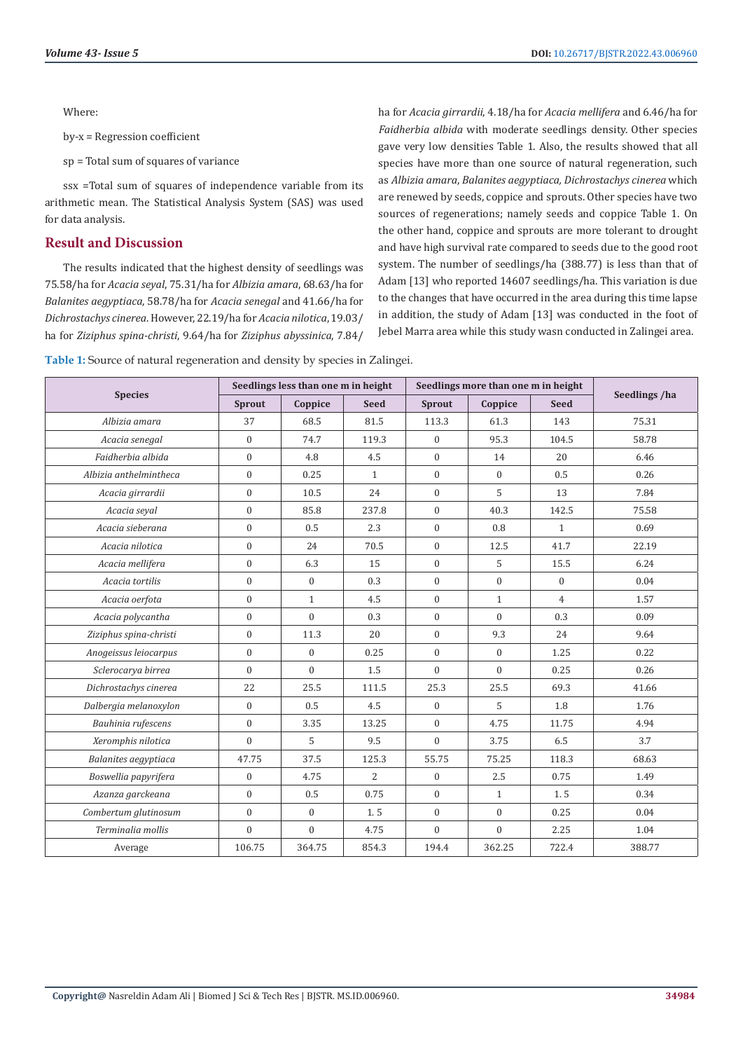Where:

by-x = Regression coefficient

sp = Total sum of squares of variance

ssx =Total sum of squares of independence variable from its arithmetic mean. The Statistical Analysis System (SAS) was used for data analysis.

## Result and Discussion

The results indicated that the highest density of seedlings was 75.58/ha for *Acacia seyal*, 75.31/ha for *Albizia amara*, 68.63/ha for *Balanites aegyptiaca*, 58.78/ha for *Acacia senegal* and 41.66/ha for *Dichrostachys cinerea*. However, 22.19/ha for *Acacia nilotica*, 19.03/ha for *Ziziphus spina-christi*, 9.64/ha for *Ziziphus abyssinica*, 7.84/ha for *Acacia girrardii*, 4.18/ha for *Acacia mellifera* and 6.46/ha for *Faidherbia albida* with moderate seedlings density. Other species gave very low densities Table 1. Also, the results showed that all species have more than one source of natural regeneration, such as *Albizia amara*, *Balanites aegyptiaca, Dichrostachys cinerea* which are renewed by seeds, coppice and sprouts. Other species have two sources of regenerations; namely seeds and coppice Table 1. On the other hand, coppice and sprouts are more tolerant to drought and have high survival rate compared to seeds due to the good root system. The number of seedlings/ha (388.77) is less than that of Adam [13] who reported 14607 seedlings/ha. This variation is due to the changes that have occurred in the area during this time lapse in addition, the study of Adam [13] was conducted in the foot of Jebel Marra area while this study wasn conducted in Zalingei area.

**Table 1:** Source of natural regeneration and density by species in Zalingei.

| Species | Seedlings less than one m in height | | | Seedlings more than one m in height | | | Seedlings /ha |
|---|---|---|---|---|---|---|---|
| | Sprout | Coppice | Seed | Sprout | Coppice | Seed | |
| *Albizia amara* | 37 | 68.5 | 81.5 | 113.3 | 61.3 | 143 | 75.31 |
| *Acacia senegal* | 0 | 74.7 | 119.3 | 0 | 95.3 | 104.5 | 58.78 |
| *Faidherbia albida* | 0 | 4.8 | 4.5 | 0 | 14 | 20 | 6.46 |
| *Albizia anthelminthеca* | 0 | 0.25 | 1 | 0 | 0 | 0.5 | 0.26 |
| *Acacia girrardii* | 0 | 10.5 | 24 | 0 | 5 | 13 | 7.84 |
| *Acacia seyal* | 0 | 85.8 | 237.8 | 0 | 40.3 | 142.5 | 75.58 |
| *Acacia sieberana* | 0 | 0.5 | 2.3 | 0 | 0.8 | 1 | 0.69 |
| *Acacia nilotica* | 0 | 24 | 70.5 | 0 | 12.5 | 41.7 | 22.19 |
| *Acacia mellifera* | 0 | 6.3 | 15 | 0 | 5 | 15.5 | 6.24 |
| *Acacia tortilis* | 0 | 0 | 0.3 | 0 | 0 | 0 | 0.04 |
| *Acacia oerfota* | 0 | 1 | 4.5 | 0 | 1 | 4 | 1.57 |
| *Acacia polycantha* | 0 | 0 | 0.3 | 0 | 0 | 0.3 | 0.09 |
| *Ziziphus spina-christi* | 0 | 11.3 | 20 | 0 | 9.3 | 24 | 9.64 |
| *Anogeissus leiocarpus* | 0 | 0 | 0.25 | 0 | 0 | 1.25 | 0.22 |
| *Sclerocarya birrea* | 0 | 0 | 1.5 | 0 | 0 | 0.25 | 0.26 |
| *Dichrostachys cinerea* | 22 | 25.5 | 111.5 | 25.3 | 25.5 | 69.3 | 41.66 |
| *Dalbergia melanoxylon* | 0 | 0.5 | 4.5 | 0 | 5 | 1.8 | 1.76 |
| *Bauhinia rufescens* | 0 | 3.35 | 13.25 | 0 | 4.75 | 11.75 | 4.94 |
| *Xeromphis nilotica* | 0 | 5 | 9.5 | 0 | 3.75 | 6.5 | 3.7 |
| *Balanites aegyptiaca* | 47.75 | 37.5 | 125.3 | 55.75 | 75.25 | 118.3 | 68.63 |
| *Boswellia papyrifera* | 0 | 4.75 | 2 | 0 | 2.5 | 0.75 | 1.49 |
| *Azanza garckeana* | 0 | 0.5 | 0.75 | 0 | 1 | 1. 5 | 0.34 |
| *Combertum glutinosum* | 0 | 0 | 1. 5 | 0 | 0 | 0.25 | 0.04 |
| *Terminalia mollis* | 0 | 0 | 4.75 | 0 | 0 | 2.25 | 1.04 |
| Average | 106.75 | 364.75 | 854.3 | 194.4 | 362.25 | 722.4 | 388.77 |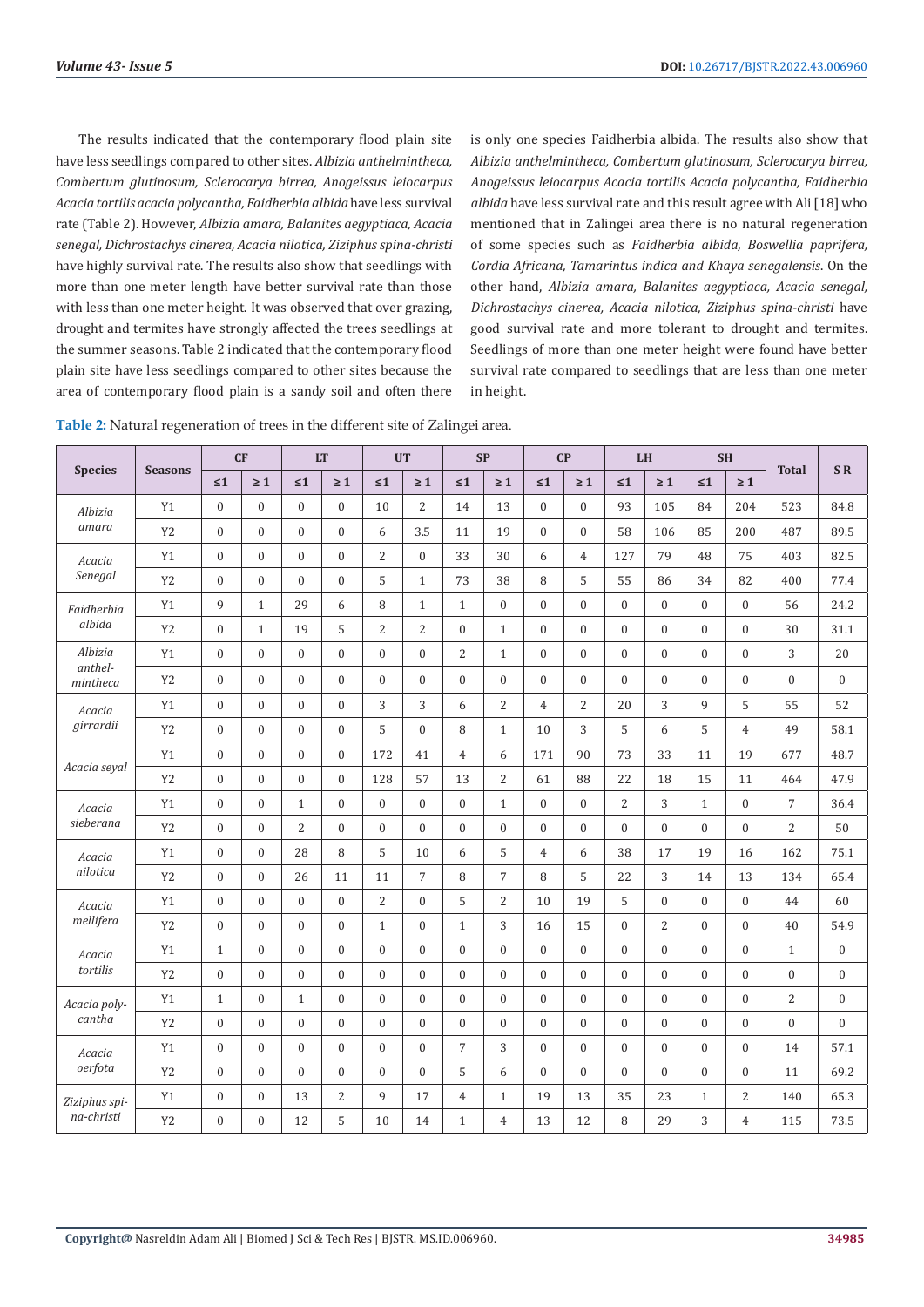The results indicated that the contemporary flood plain site have less seedlings compared to other sites. *Albizia anthelmintheca, Combertum glutinosum, Sclerocarya birrea, Anogeissus leiocarpus Acacia tortilis acacia polycantha, Faidherbia albida* have less survival rate (Table 2). However, *Albizia amara, Balanites aegyptiaca, Acacia senegal, Dichrostachys cinerea, Acacia nilotica, Ziziphus spina-christi* have highly survival rate. The results also show that seedlings with more than one meter length have better survival rate than those with less than one meter height. It was observed that over grazing, drought and termites have strongly affected the trees seedlings at the summer seasons. Table 2 indicated that the contemporary flood plain site have less seedlings compared to other sites because the area of contemporary flood plain is a sandy soil and often there is only one species Faidherbia albida. The results also show that *Albizia anthelmintheca, Combertum glutinosum, Sclerocarya birrea, Anogeissus leiocarpus Acacia tortilis Acacia polycantha, Faidherbia albida* have less survival rate and this result agree with Ali [18] who mentioned that in Zalingei area there is no natural regeneration of some species such as *Faidherbia albida, Boswellia paprifera, Cordia Africana, Tamarintus indica and Khaya senegalensis*. On the other hand, *Albizia amara, Balanites aegyptiaca, Acacia senegal, Dichrostachys cinerea, Acacia nilotica, Ziziphus spina-christi* have good survival rate and more tolerant to drought and termites. Seedlings of more than one meter height were found have better survival rate compared to seedlings that are less than one meter in height.

**Table 2:** Natural regeneration of trees in the different site of Zalingei area.

| Species | Seasons | CF | | LT | | UT | | SP | | CP | | LH | | SH | | Total | SR |
|---|---|---|---|---|---|---|---|---|---|---|---|---|---|---|---|---|---|
| | | ≤1 | ≥ 1 | ≤1 | ≥ 1 | ≤1 | ≥ 1 | ≤1 | ≥ 1 | ≤1 | ≥ 1 | ≤1 | ≥ 1 | ≤1 | ≥ 1 | | |
| *Albizia amara* | Y1 | 0 | 0 | 0 | 0 | 10 | 2 | 14 | 13 | 0 | 0 | 93 | 105 | 84 | 204 | 523 | 84.8 |
| | Y2 | 0 | 0 | 0 | 0 | 6 | 3.5 | 11 | 19 | 0 | 0 | 58 | 106 | 85 | 200 | 487 | 89.5 |
| *Acacia Senegal* | Y1 | 0 | 0 | 0 | 0 | 2 | 0 | 33 | 30 | 6 | 4 | 127 | 79 | 48 | 75 | 403 | 82.5 |
| | Y2 | 0 | 0 | 0 | 0 | 5 | 1 | 73 | 38 | 8 | 5 | 55 | 86 | 34 | 82 | 400 | 77.4 |
| *Faidherbia albida* | Y1 | 9 | 1 | 29 | 6 | 8 | 1 | 1 | 0 | 0 | 0 | 0 | 0 | 0 | 0 | 56 | 24.2 |
| | Y2 | 0 | 1 | 19 | 5 | 2 | 2 | 0 | 1 | 0 | 0 | 0 | 0 | 0 | 0 | 30 | 31.1 |
| *Albizia anthel-mintheca* | Y1 | 0 | 0 | 0 | 0 | 0 | 0 | 2 | 1 | 0 | 0 | 0 | 0 | 0 | 0 | 3 | 20 |
| | Y2 | 0 | 0 | 0 | 0 | 0 | 0 | 0 | 0 | 0 | 0 | 0 | 0 | 0 | 0 | 0 | 0 |
| *Acacia girrardii* | Y1 | 0 | 0 | 0 | 0 | 3 | 3 | 6 | 2 | 4 | 2 | 20 | 3 | 9 | 5 | 55 | 52 |
| | Y2 | 0 | 0 | 0 | 0 | 5 | 0 | 8 | 1 | 10 | 3 | 5 | 6 | 5 | 4 | 49 | 58.1 |
| *Acacia seyal* | Y1 | 0 | 0 | 0 | 0 | 172 | 41 | 4 | 6 | 171 | 90 | 73 | 33 | 11 | 19 | 677 | 48.7 |
| | Y2 | 0 | 0 | 0 | 0 | 128 | 57 | 13 | 2 | 61 | 88 | 22 | 18 | 15 | 11 | 464 | 47.9 |
| *Acacia sieberana* | Y1 | 0 | 0 | 1 | 0 | 0 | 0 | 0 | 1 | 0 | 0 | 2 | 3 | 1 | 0 | 7 | 36.4 |
| | Y2 | 0 | 0 | 2 | 0 | 0 | 0 | 0 | 0 | 0 | 0 | 0 | 0 | 0 | 0 | 2 | 50 |
| *Acacia nilotica* | Y1 | 0 | 0 | 28 | 8 | 5 | 10 | 6 | 5 | 4 | 6 | 38 | 17 | 19 | 16 | 162 | 75.1 |
| | Y2 | 0 | 0 | 26 | 11 | 11 | 7 | 8 | 7 | 8 | 5 | 22 | 3 | 14 | 13 | 134 | 65.4 |
| *Acacia mellifera* | Y1 | 0 | 0 | 0 | 0 | 2 | 0 | 5 | 2 | 10 | 19 | 5 | 0 | 0 | 0 | 44 | 60 |
| | Y2 | 0 | 0 | 0 | 0 | 1 | 0 | 1 | 3 | 16 | 15 | 0 | 2 | 0 | 0 | 40 | 54.9 |
| *Acacia tortilis* | Y1 | 1 | 0 | 0 | 0 | 0 | 0 | 0 | 0 | 0 | 0 | 0 | 0 | 0 | 0 | 1 | 0 |
| | Y2 | 0 | 0 | 0 | 0 | 0 | 0 | 0 | 0 | 0 | 0 | 0 | 0 | 0 | 0 | 0 | 0 |
| *Acacia poly-cantha* | Y1 | 1 | 0 | 1 | 0 | 0 | 0 | 0 | 0 | 0 | 0 | 0 | 0 | 0 | 0 | 2 | 0 |
| | Y2 | 0 | 0 | 0 | 0 | 0 | 0 | 0 | 0 | 0 | 0 | 0 | 0 | 0 | 0 | 0 | 0 |
| *Acacia oerfota* | Y1 | 0 | 0 | 0 | 0 | 0 | 0 | 7 | 3 | 0 | 0 | 0 | 0 | 0 | 0 | 14 | 57.1 |
| | Y2 | 0 | 0 | 0 | 0 | 0 | 0 | 5 | 6 | 0 | 0 | 0 | 0 | 0 | 0 | 11 | 69.2 |
| *Ziziphus spi-na-christi* | Y1 | 0 | 0 | 13 | 2 | 9 | 17 | 4 | 1 | 19 | 13 | 35 | 23 | 1 | 2 | 140 | 65.3 |
| | Y2 | 0 | 0 | 12 | 5 | 10 | 14 | 1 | 4 | 13 | 12 | 8 | 29 | 3 | 4 | 115 | 73.5 |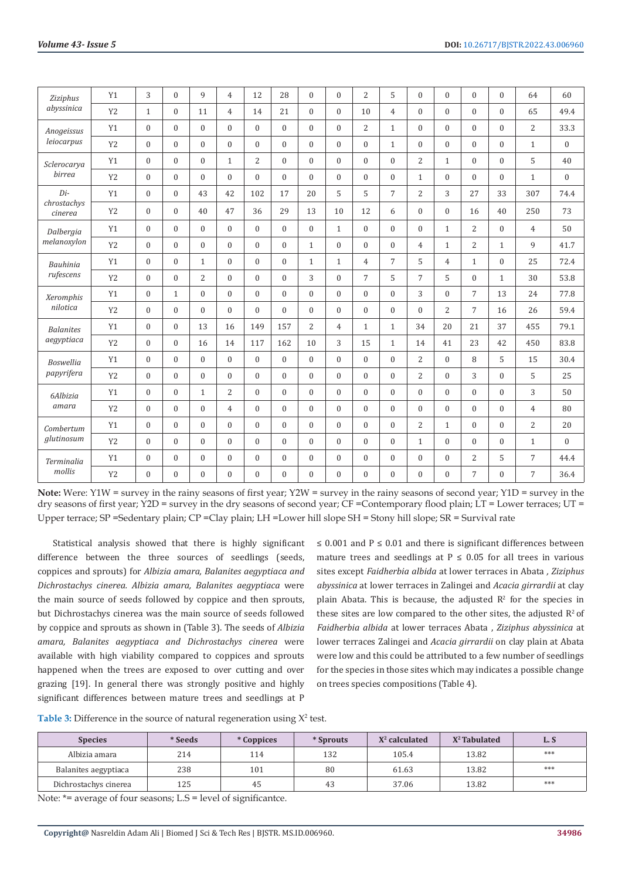| | | | | | | | | | | | | | | | | | | |
|---|---|---|---|---|---|---|---|---|---|---|---|---|---|---|---|---|---|---|
| *Ziziphus abyssinica* | Y1 | 3 | 0 | 9 | 4 | 12 | 28 | 0 | 0 | 2 | 5 | 0 | 0 | 0 | 0 | 64 | 60 |
| | Y2 | 1 | 0 | 11 | 4 | 14 | 21 | 0 | 0 | 10 | 4 | 0 | 0 | 0 | 0 | 65 | 49.4 |
| *Anogeissus leiocarpus* | Y1 | 0 | 0 | 0 | 0 | 0 | 0 | 0 | 0 | 2 | 1 | 0 | 0 | 0 | 0 | 2 | 33.3 |
| | Y2 | 0 | 0 | 0 | 0 | 0 | 0 | 0 | 0 | 0 | 1 | 0 | 0 | 0 | 0 | 1 | 0 |
| *Sclerocarya birrea* | Y1 | 0 | 0 | 0 | 1 | 2 | 0 | 0 | 0 | 0 | 0 | 2 | 1 | 0 | 0 | 5 | 40 |
| | Y2 | 0 | 0 | 0 | 0 | 0 | 0 | 0 | 0 | 0 | 0 | 1 | 0 | 0 | 0 | 1 | 0 |
| *Di-chrostachys cinerea* | Y1 | 0 | 0 | 43 | 42 | 102 | 17 | 20 | 5 | 5 | 7 | 2 | 3 | 27 | 33 | 307 | 74.4 |
| | Y2 | 0 | 0 | 40 | 47 | 36 | 29 | 13 | 10 | 12 | 6 | 0 | 0 | 16 | 40 | 250 | 73 |
| *Dalbergia melanoxylon* | Y1 | 0 | 0 | 0 | 0 | 0 | 0 | 0 | 1 | 0 | 0 | 0 | 1 | 2 | 0 | 4 | 50 |
| | Y2 | 0 | 0 | 0 | 0 | 0 | 0 | 1 | 0 | 0 | 0 | 4 | 1 | 2 | 1 | 9 | 41.7 |
| *Bauhinia rufescens* | Y1 | 0 | 0 | 1 | 0 | 0 | 0 | 1 | 1 | 4 | 7 | 5 | 4 | 1 | 0 | 25 | 72.4 |
| | Y2 | 0 | 0 | 2 | 0 | 0 | 0 | 3 | 0 | 7 | 5 | 7 | 5 | 0 | 1 | 30 | 53.8 |
| *Xeromphis nilotica* | Y1 | 0 | 1 | 0 | 0 | 0 | 0 | 0 | 0 | 0 | 0 | 3 | 0 | 7 | 13 | 24 | 77.8 |
| | Y2 | 0 | 0 | 0 | 0 | 0 | 0 | 0 | 0 | 0 | 0 | 0 | 2 | 7 | 16 | 26 | 59.4 |
| *Balanites aegyptiaca* | Y1 | 0 | 0 | 13 | 16 | 149 | 157 | 2 | 4 | 1 | 1 | 34 | 20 | 21 | 37 | 455 | 79.1 |
| | Y2 | 0 | 0 | 16 | 14 | 117 | 162 | 10 | 3 | 15 | 1 | 14 | 41 | 23 | 42 | 450 | 83.8 |
| *Boswellia papyrifera* | Y1 | 0 | 0 | 0 | 0 | 0 | 0 | 0 | 0 | 0 | 0 | 2 | 0 | 8 | 5 | 15 | 30.4 |
| | Y2 | 0 | 0 | 0 | 0 | 0 | 0 | 0 | 0 | 0 | 0 | 2 | 0 | 3 | 0 | 5 | 25 |
| *6Albizia amara* | Y1 | 0 | 0 | 1 | 2 | 0 | 0 | 0 | 0 | 0 | 0 | 0 | 0 | 0 | 0 | 3 | 50 |
| | Y2 | 0 | 0 | 0 | 4 | 0 | 0 | 0 | 0 | 0 | 0 | 0 | 0 | 0 | 0 | 4 | 80 |
| *Combertum glutinosum* | Y1 | 0 | 0 | 0 | 0 | 0 | 0 | 0 | 0 | 0 | 0 | 2 | 1 | 0 | 0 | 2 | 20 |
| | Y2 | 0 | 0 | 0 | 0 | 0 | 0 | 0 | 0 | 0 | 0 | 1 | 0 | 0 | 0 | 1 | 0 |
| *Terminalia mollis* | Y1 | 0 | 0 | 0 | 0 | 0 | 0 | 0 | 0 | 0 | 0 | 0 | 0 | 2 | 5 | 7 | 44.4 |
| | Y2 | 0 | 0 | 0 | 0 | 0 | 0 | 0 | 0 | 0 | 0 | 0 | 0 | 7 | 0 | 7 | 36.4 |

**Note:** Were: Y1W = survey in the rainy seasons of first year; Y2W = survey in the rainy seasons of second year; Y1D = survey in the dry seasons of first year; Y2D = survey in the dry seasons of second year; CF =Contemporary flood plain; LT = Lower terraces; UT = Upper terrace; SP =Sedentary plain; CP =Clay plain; LH =Lower hill slope SH = Stony hill slope; SR = Survival rate

Statistical analysis showed that there is highly significant difference between the three sources of seedlings (seeds, coppices and sprouts) for *Albizia amara, Balanites aegyptiaca and Dichrostachys cinerea. Albizia amara, Balanites aegyptiaca* were the main source of seeds followed by coppice and then sprouts, but Dichrostachys cinerea was the main source of seeds followed by coppice and sprouts as shown in (Table 3). The seeds of *Albizia amara, Balanites aegyptiaca and Dichrostachys cinerea* were available with high viability compared to coppices and sprouts happened when the trees are exposed to over cutting and over grazing [19]. In general there was strongly positive and highly significant differences between mature trees and seedlings at $P \leq 0.001$ and $P \leq 0.01$ and there is significant differences between mature trees and seedlings at $P \leq 0.05$ for all trees in various sites except *Faidherbia albida* at lower terraces in Abata , *Ziziphus abyssinica* at lower terraces in Zalingei and *Acacia girrardii* at clay plain Abata. This is because, the adjusted $R^2$ for the species in these sites are low compared to the other sites, the adjusted $R^2$ of *Faidherbia albida* at lower terraces Abata , *Ziziphus abyssinica* at lower terraces Zalingei and *Acacia girrardii* on clay plain at Abata were low and this could be attributed to a few number of seedlings for the species in those sites which may indicates a possible change on trees species compositions (Table 4).

**Table 3:** Difference in the source of natural regeneration using $X^2$ test.

| Species | * Seeds | * Coppices | * Sprouts | $X^2$ calculated | $X^2$ Tabulated | L. S |
|---|---|---|---|---|---|---|
| Albizia amara | 214 | 114 | 132 | 105.4 | 13.82 | *** |
| Balanites aegyptiaca | 238 | 101 | 80 | 61.63 | 13.82 | *** |
| Dichrostachys cinerea | 125 | 45 | 43 | 37.06 | 13.82 | *** |

Note: *= average of four seasons; L.S = level of significantce.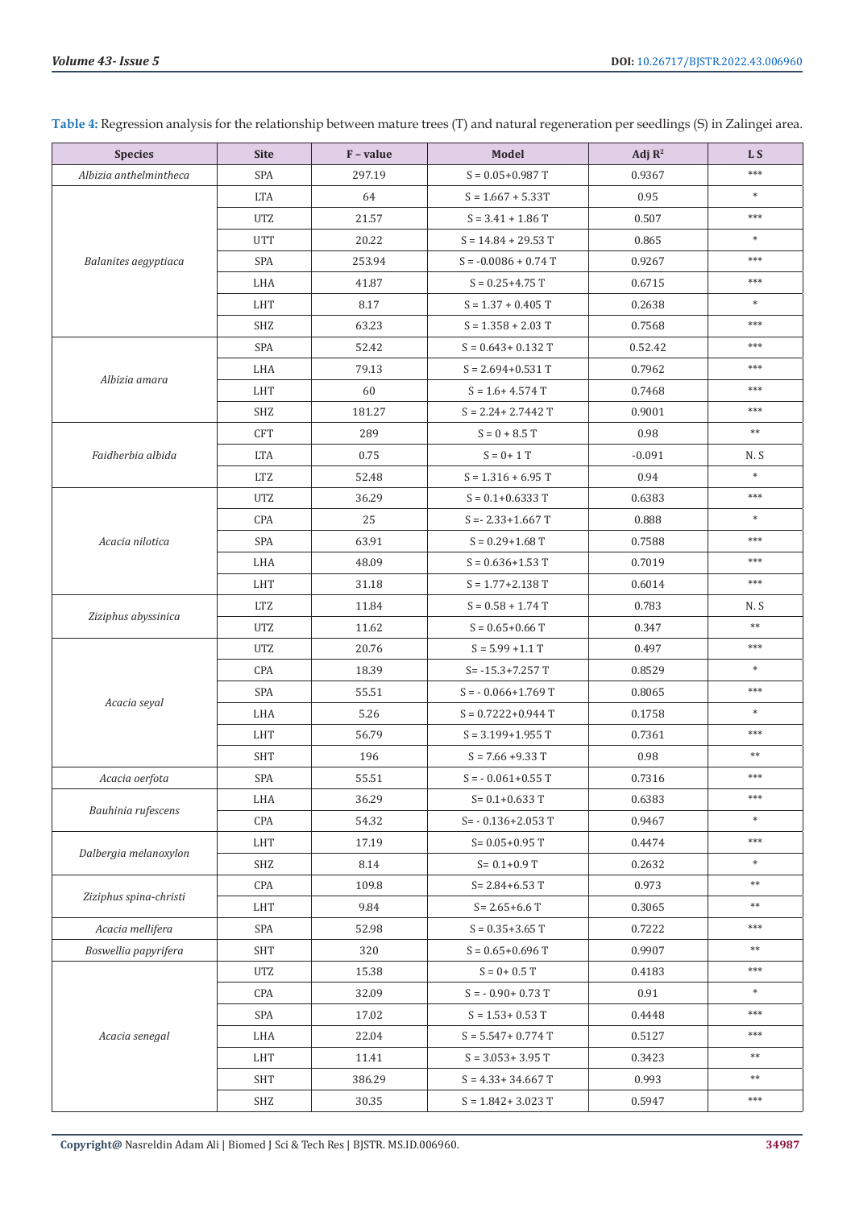**Table 4:** Regression analysis for the relationship between mature trees (T) and natural regeneration per seedlings (S) in Zalingei area.

| Species | Site | F – value | Model | Adj $R^2$ | L S |
|---|---|---|---|---|---|
| *Albizia anthelmintheca* | SPA | 297.19 | S = 0.05+0.987 T | 0.9367 | *** |
| *Balanites aegyptiaca* | LTA | 64 | S = 1.667 + 5.33T | 0.95 | * |
| | UTZ | 21.57 | S = 3.41 + 1.86 T | 0.507 | *** |
| | UTT | 20.22 | S = 14.84 + 29.53 T | 0.865 | * |
| | SPA | 253.94 | S = -0.0086 + 0.74 T | 0.9267 | *** |
| | LHA | 41.87 | S = 0.25+4.75 T | 0.6715 | *** |
| | LHT | 8.17 | S = 1.37 + 0.405 T | 0.2638 | * |
| | SHZ | 63.23 | S = 1.358 + 2.03 T | 0.7568 | *** |
| *Albizia amara* | SPA | 52.42 | S = 0.643+ 0.132 T | 0.52.42 | *** |
| | LHA | 79.13 | S = 2.694+0.531 T | 0.7962 | *** |
| | LHT | 60 | S = 1.6+ 4.574 T | 0.7468 | *** |
| | SHZ | 181.27 | S = 2.24+ 2.7442 T | 0.9001 | *** |
| *Faidherbia albida* | CFT | 289 | S = 0 + 8.5 T | 0.98 | ** |
| | LTA | 0.75 | S = 0+ 1 T | -0.091 | N. S |
| | LTZ | 52.48 | S = 1.316 + 6.95 T | 0.94 | * |
| *Acacia nilotica* | UTZ | 36.29 | S = 0.1+0.6333 T | 0.6383 | *** |
| | CPA | 25 | S =- 2.33+1.667 T | 0.888 | * |
| | SPA | 63.91 | S = 0.29+1.68 T | 0.7588 | *** |
| | LHA | 48.09 | S = 0.636+1.53 T | 0.7019 | *** |
| | LHT | 31.18 | S = 1.77+2.138 T | 0.6014 | *** |
| *Ziziphus abyssinica* | LTZ | 11.84 | S = 0.58 + 1.74 T | 0.783 | N. S |
| | UTZ | 11.62 | S = 0.65+0.66 T | 0.347 | ** |
| *Acacia seyal* | UTZ | 20.76 | S = 5.99 +1.1 T | 0.497 | *** |
| | CPA | 18.39 | S= -15.3+7.257 T | 0.8529 | * |
| | SPA | 55.51 | S = - 0.066+1.769 T | 0.8065 | *** |
| | LHA | 5.26 | S = 0.7222+0.944 T | 0.1758 | * |
| | LHT | 56.79 | S = 3.199+1.955 T | 0.7361 | *** |
| | SHT | 196 | S = 7.66 +9.33 T | 0.98 | ** |
| *Acacia oerfota* | SPA | 55.51 | S = - 0.061+0.55 T | 0.7316 | *** |
| *Bauhinia rufescens* | LHA | 36.29 | S= 0.1+0.633 T | 0.6383 | *** |
| | CPA | 54.32 | S= - 0.136+2.053 T | 0.9467 | * |
| *Dalbergia melanoxylon* | LHT | 17.19 | S= 0.05+0.95 T | 0.4474 | *** |
| | SHZ | 8.14 | S= 0.1+0.9 T | 0.2632 | * |
| *Ziziphus spina-christi* | CPA | 109.8 | S= 2.84+6.53 T | 0.973 | ** |
| | LHT | 9.84 | S= 2.65+6.6 T | 0.3065 | ** |
| *Acacia mellifera* | SPA | 52.98 | S = 0.35+3.65 T | 0.7222 | *** |
| *Boswellia papyrifera* | SHT | 320 | S = 0.65+0.696 T | 0.9907 | ** |
| *Acacia senegal* | UTZ | 15.38 | S = 0+ 0.5 T | 0.4183 | *** |
| | CPA | 32.09 | S = - 0.90+ 0.73 T | 0.91 | * |
| | SPA | 17.02 | S = 1.53+ 0.53 T | 0.4448 | *** |
| | LHA | 22.04 | S = 5.547+ 0.774 T | 0.5127 | *** |
| | LHT | 11.41 | S = 3.053+ 3.95 T | 0.3423 | ** |
| | SHT | 386.29 | S = 4.33+ 34.667 T | 0.993 | ** |
| | SHZ | 30.35 | S = 1.842+ 3.023 T | 0.5947 | *** |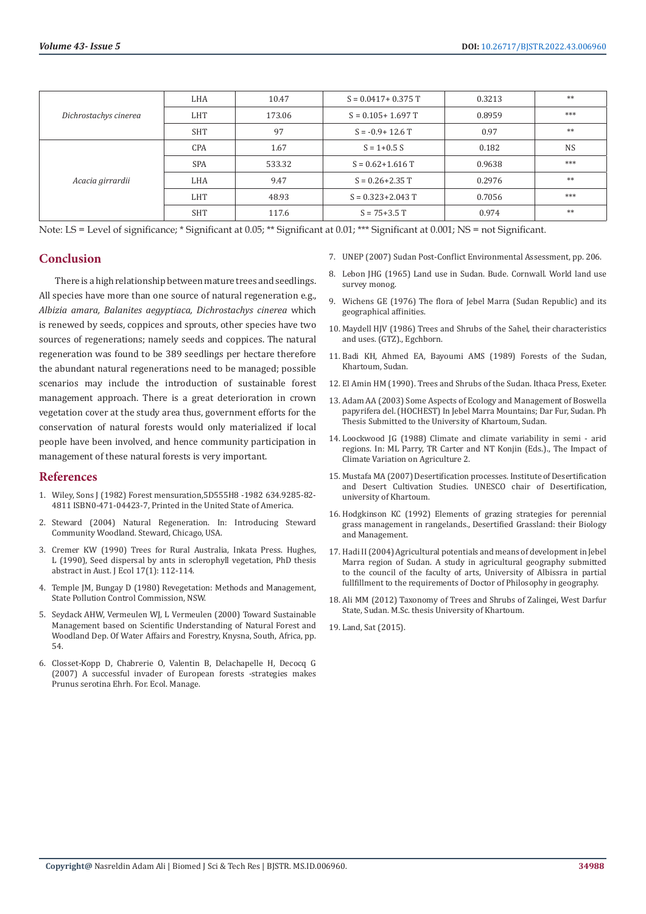| | | | | | |
|---|---|---|---|---|---|
| *Dichrostachys cinerea* | LHA | 10.47 | S = 0.0417+ 0.375 T | 0.3213 | ** |
| | LHT | 173.06 | S = 0.105+ 1.697 T | 0.8959 | *** |
| | SHT | 97 | S = -0.9+ 12.6 T | 0.97 | ** |
| *Acacia girrardii* | CPA | 1.67 | S = 1+0.5 S | 0.182 | NS |
| | SPA | 533.32 | S = 0.62+1.616 T | 0.9638 | *** |
| | LHA | 9.47 | S = 0.26+2.35 T | 0.2976 | ** |
| | LHT | 48.93 | S = 0.323+2.043 T | 0.7056 | *** |
| | SHT | 117.6 | S = 75+3.5 T | 0.974 | ** |

Note: LS = Level of significance; * Significant at 0.05; ** Significant at 0.01; *** Significant at 0.001; NS = not Significant.

## Conclusion

There is a high relationship between mature trees and seedlings. All species have more than one source of natural regeneration e.g., *Albizia amara, Balanites aegyptiaca, Dichrostachys cinerea* which is renewed by seeds, coppices and sprouts, other species have two sources of regenerations; namely seeds and coppices. The natural regeneration was found to be 389 seedlings per hectare therefore the abundant natural regenerations need to be managed; possible scenarios may include the introduction of sustainable forest management approach. There is a great deterioration in crown vegetation cover at the study area thus, government efforts for the conservation of natural forests would only materialized if local people have been involved, and hence community participation in management of these natural forests is very important.

## References

1. Wiley, Sons J (1982) Forest mensuration,5D555H8 -1982 634.9285-82-4811 ISBN0-471-04423-7, Printed in the United State of America.
2. Steward (2004) Natural Regeneration. In: Introducing Steward Community Woodland. Steward, Chicago, USA.
3. Cremer KW (1990) Trees for Rural Australia, Inkata Press. Hughes, L (1990), Seed dispersal by ants in sclerophyll vegetation, PhD thesis abstract in Aust. J Ecol 17(1): 112-114.
4. Temple JM, Bungay D (1980) Revegetation: Methods and Management, State Pollution Control Commission, NSW.
5. Seydack AHW, Vermeulen WJ, L Vermeulen (2000) Toward Sustainable Management based on Scientific Understanding of Natural Forest and Woodland Dep. Of Water Affairs and Forestry, Knysna, South, Africa, pp. 54.
6. Closset-Kopp D, Chabrerie O, Valentin B, Delachapelle H, Decocq G (2007) A successful invader of European forests -strategies makes Prunus serotina Ehrh. For. Ecol. Manage.
7. UNEP (2007) Sudan Post-Conflict Environmental Assessment, pp. 206.
8. Lebon JHG (1965) Land use in Sudan. Bude. Cornwall. World land use survey monog.
9. Wichens GE (1976) The flora of Jebel Marra (Sudan Republic) and its geographical affinities.
10. Maydell HJV (1986) Trees and Shrubs of the Sahel, their characteristics and uses. (GTZ)., Egchborn.
11. Badi KH, Ahmed EA, Bayoumi AMS (1989) Forests of the Sudan, Khartoum, Sudan.
12. El Amin HM (1990). Trees and Shrubs of the Sudan. Ithaca Press, Exeter.
13. Adam AA (2003) Some Aspects of Ecology and Management of Boswella papyrifera del. (HOCHEST) In Jebel Marra Mountains; Dar Fur, Sudan. Ph Thesis Submitted to the University of Khartoum, Sudan.
14. Loockwood JG (1988) Climate and climate variability in semi - arid regions. In: ML Parry, TR Carter and NT Konjin (Eds.)., The Impact of Climate Variation on Agriculture 2.
15. Mustafa MA (2007) Desertification processes. Institute of Desertification and Desert Cultivation Studies. UNESCO chair of Desertification, university of Khartoum.
16. Hodgkinson KC (1992) Elements of grazing strategies for perennial grass management in rangelands., Desertified Grassland: their Biology and Management.
17. Hadi II (2004) Agricultural potentials and means of development in Jebel Marra region of Sudan. A study in agricultural geography submitted to the council of the faculty of arts, University of Albissra in partial fullfillment to the requirements of Doctor of Philosophy in geography.
18. Ali MM (2012) Taxonomy of Trees and Shrubs of Zalingei, West Darfur State, Sudan. M.Sc. thesis University of Khartoum.
19. Land, Sat (2015).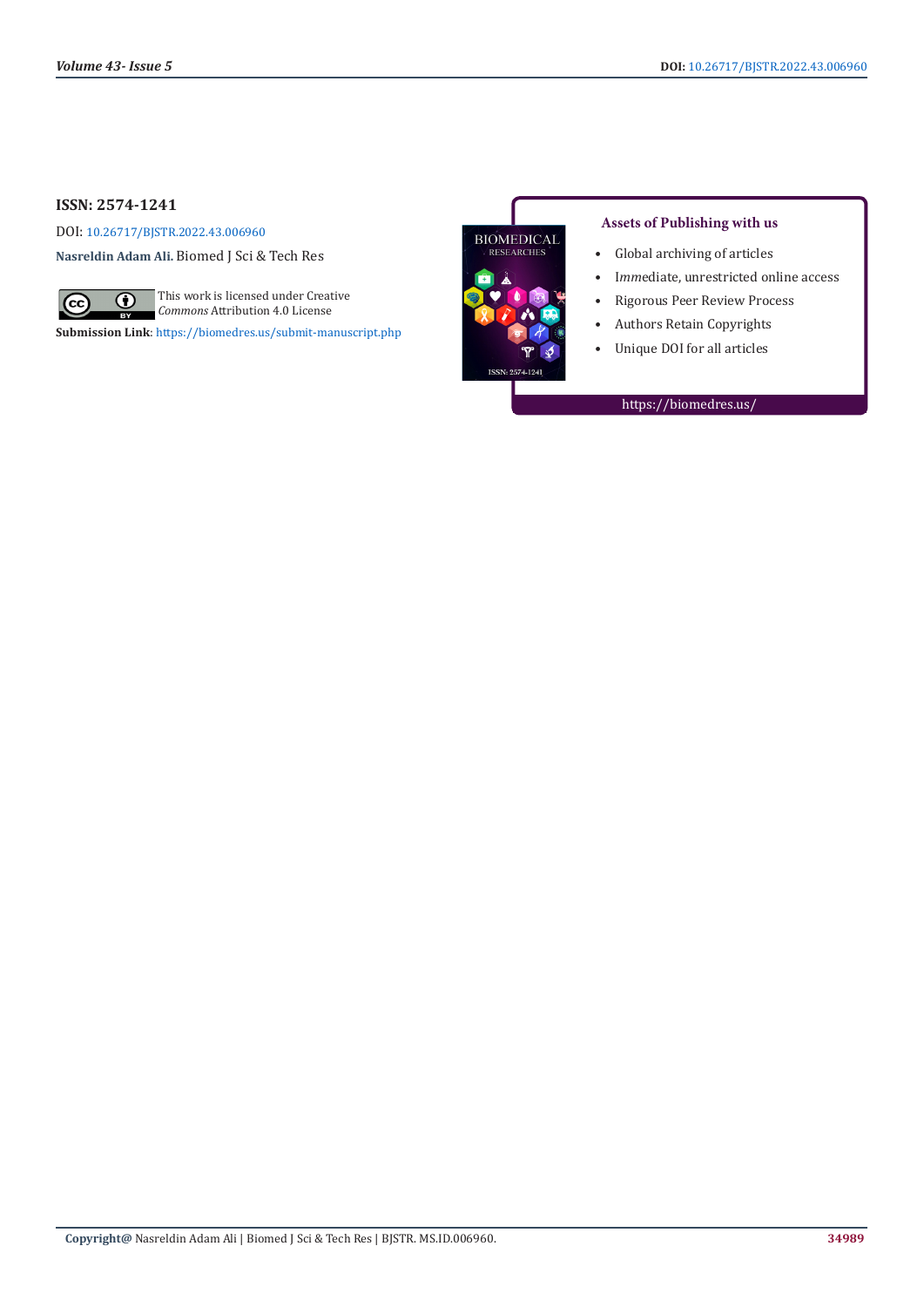**ISSN: 2574-1241**

DOI: 10.26717/BJSTR.2022.43.006960

**Nasreldin Adam Ali.** Biomed J Sci & Tech Res

This work is licensed under Creative *Commons* Attribution 4.0 License

**Submission Link**: https://biomedres.us/submit-manuscript.php

**Assets of Publishing with us**

- Global archiving of articles
- Immediate, unrestricted online access
- Rigorous Peer Review Process
- Authors Retain Copyrights
- Unique DOI for all articles

https://biomedres.us/